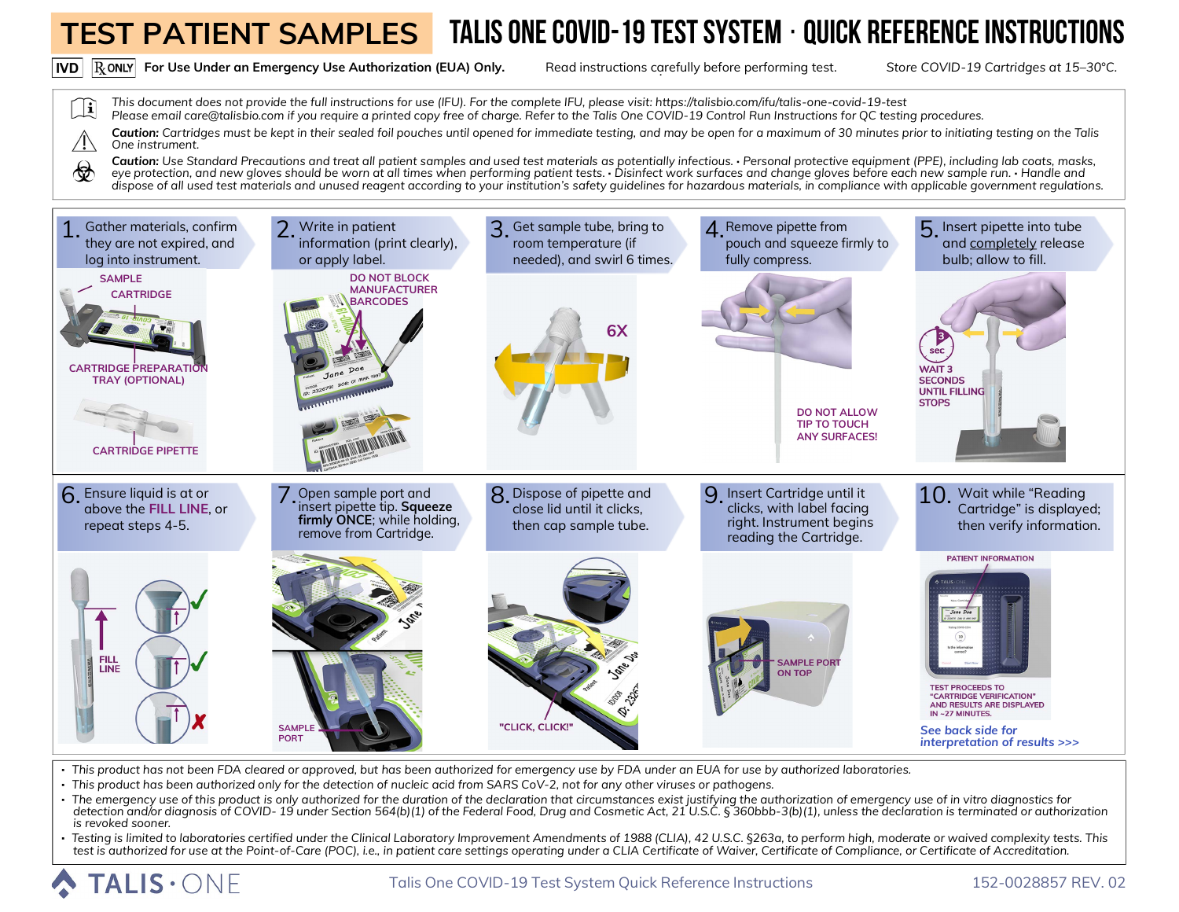# TEST PATIENT SAMPLES

# TALIS ONE COVID-19 TEST SYSTEM · QUICK REFERENCE INSTRUCTIONS

**IVD** **℞ ONLY** **For Use Under an Emergency Use Authorization (EUA) Only.** Read instructions carefully before performing test. Store COVID-19 Cartridges at 15–30°C.

*This document does not provide the full instructions for use (IFU). For the complete IFU, please visit: https://talisbio.com/ifu/talis-one-covid-19-test*
*Please email care@talisbio.com if you require a printed copy free of charge. Refer to the Talis One COVID-19 Control Run Instructions for QC testing procedures.*

***Caution:** Cartridges must be kept in their sealed foil pouches until opened for immediate testing, and may be open for a maximum of 30 minutes prior to initiating testing on the Talis One instrument.*

***Caution:** Use Standard Precautions and treat all patient samples and used test materials as potentially infectious. • Personal protective equipment (PPE), including lab coats, masks, eye protection, and new gloves should be worn at all times when performing patient tests. • Disinfect work surfaces and change gloves before each new sample run. • Handle and dispose of all used test materials and unused reagent according to your institution's safety guidelines for hazardous materials, in compliance with applicable government regulations.*

**1.** Gather materials, confirm they are not expired, and log into instrument.

SAMPLE
CARTRIDGE
CARTRIDGE PREPARATION TRAY (OPTIONAL)
CARTRIDGE PIPETTE

**2.** Write in patient information (print clearly), or apply label.

DO NOT BLOCK MANUFACTURER BARCODES

**3.** Get sample tube, bring to room temperature (if needed), and swirl 6 times.

6X

**4.** Remove pipette from pouch and squeeze firmly to fully compress.

DO NOT ALLOW TIP TO TOUCH ANY SURFACES!

**5.** Insert pipette into tube and completely release bulb; allow to fill.

WAIT 3 SECONDS UNTIL FILLING STOPS

**6.** Ensure liquid is at or above the **FILL LINE**, or repeat steps 4-5.

FILL LINE

**7.** Open sample port and insert pipette tip. **Squeeze firmly ONCE**; while holding, remove from Cartridge.

SAMPLE PORT

**8.** Dispose of pipette and close lid until it clicks, then cap sample tube.

"CLICK, CLICK!"

**9.** Insert Cartridge until it clicks, with label facing right. Instrument begins reading the Cartridge.

SAMPLE PORT ON TOP

**10.** Wait while "Reading Cartridge" is displayed; then verify information.

PATIENT INFORMATION

TEST PROCEEDS TO "CARTRIDGE VERIFICATION" AND RESULTS ARE DISPLAYED IN ~27 MINUTES.

*See back side for interpretation of results >>>*

- *This product has not been FDA cleared or approved, but has been authorized for emergency use by FDA under an EUA for use by authorized laboratories.*
- *This product has been authorized only for the detection of nucleic acid from SARS CoV-2, not for any other viruses or pathogens.*
- *The emergency use of this product is only authorized for the duration of the declaration that circumstances exist justifying the authorization of emergency use of in vitro diagnostics for detection and/or diagnosis of COVID- 19 under Section 564(b)(1) of the Federal Food, Drug and Cosmetic Act, 21 U.S.C. § 360bbb-3(b)(1), unless the declaration is terminated or authorization is revoked sooner.*
- *Testing is limited to laboratories certified under the Clinical Laboratory Improvement Amendments of 1988 (CLIA), 42 U.S.C. §263a, to perform high, moderate or waived complexity tests. This test is authorized for use at the Point-of-Care (POC), i.e., in patient care settings operating under a CLIA Certificate of Waiver, Certificate of Compliance, or Certificate of Accreditation.*

TALIS · ONE — Talis One COVID-19 Test System Quick Reference Instructions — 152-0028857 REV. 02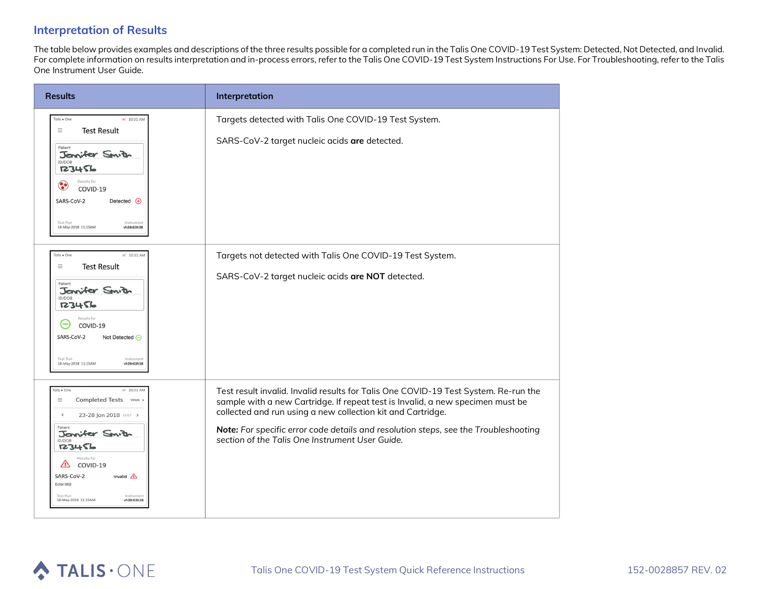## Interpretation of Results

The table below provides examples and descriptions of the three results possible for a completed run in the Talis One COVID-19 Test System: Detected, Not Detected, and Invalid. For complete information on results interpretation and in-process errors, refer to the Talis One COVID-19 Test System Instructions For Use. For Troubleshooting, refer to the Talis One Instrument User Guide.

| Results | Interpretation |
|---|---|
| Talis • One 10:31 AM<br>Test Result<br>Patient<br>Jennifer Smith<br>ID/DOB<br>123456<br>Results for<br>COVID-19<br>SARS-CoV-2 Detected<br>Test Run 18-May-2018 11:15AM<br>Instrument vh38r63h38 | Targets detected with Talis One COVID-19 Test System.<br><br>SARS-CoV-2 target nucleic acids **are** detected. |
| Talis • One 10:31 AM<br>Test Result<br>Patient<br>Jennifer Smith<br>ID/DOB<br>123456<br>Results for<br>COVID-19<br>SARS-CoV-2 Not Detected<br>Test Run 18-May-2018 11:15AM<br>Instrument vh38r63h38 | Targets not detected with Talis One COVID-19 Test System.<br><br>SARS-CoV-2 target nucleic acids **are NOT** detected. |
| Talis • One 10:31 AM<br>Completed Tests Week<br>23-28 Jan 2018 15/27<br>Patient<br>Jennifer Smith<br>ID/DOB<br>123456<br>Results for<br>COVID-19<br>SARS-CoV-2 Invalid<br>Error 002<br>Test Run 18-May-2018 11:15AM<br>Instrument vh38r63h38 | Test result invalid. Invalid results for Talis One COVID-19 Test System. Re-run the sample with a new Cartridge. If repeat test is Invalid, a new specimen must be collected and run using a new collection kit and Cartridge.<br><br>**Note:** *For specific error code details and resolution steps, see the Troubleshooting section of the Talis One Instrument User Guide.* |

TALIS · ONE Talis One COVID-19 Test System Quick Reference Instructions 152-0028857 REV. 02